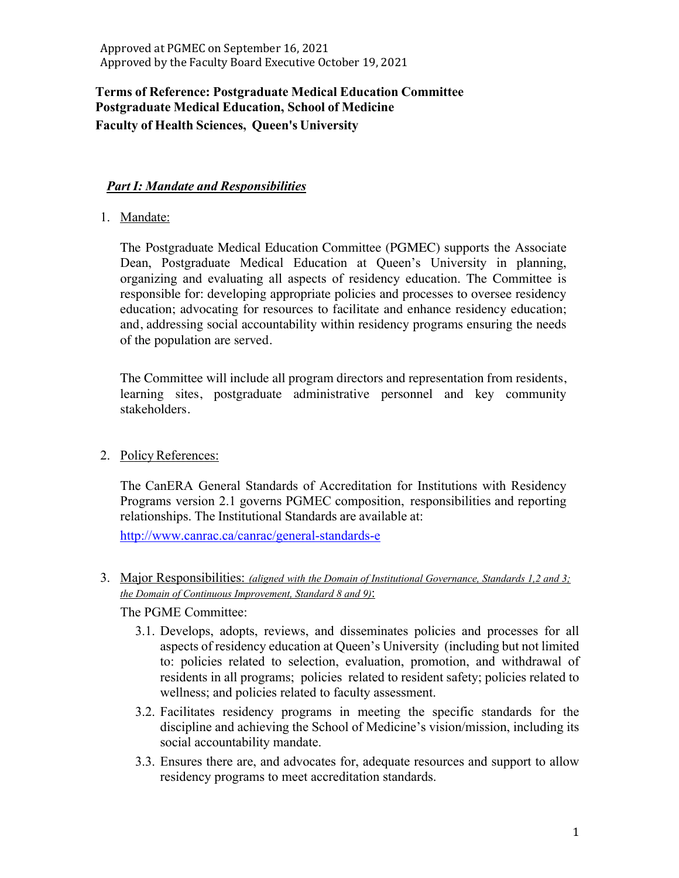Approved at PGMEC on September 16, 2021
Approved by the Faculty Board Executive October 19, 2021

**Terms of Reference: Postgraduate Medical Education Committee**
**Postgraduate Medical Education, School of Medicine**
**Faculty of Health Sciences, Queen's University**

## ***Part I: Mandate and Responsibilities***

1. Mandate:

   The Postgraduate Medical Education Committee (PGMEC) supports the Associate Dean, Postgraduate Medical Education at Queen's University in planning, organizing and evaluating all aspects of residency education. The Committee is responsible for: developing appropriate policies and processes to oversee residency education; advocating for resources to facilitate and enhance residency education; and, addressing social accountability within residency programs ensuring the needs of the population are served.

   The Committee will include all program directors and representation from residents, learning sites, postgraduate administrative personnel and key community stakeholders.

2. Policy References:

   The CanERA General Standards of Accreditation for Institutions with Residency Programs version 2.1 governs PGMEC composition, responsibilities and reporting relationships. The Institutional Standards are available at:

   http://www.canrac.ca/canrac/general-standards-e

3. Major Responsibilities: *(aligned with the Domain of Institutional Governance, Standards 1,2 and 3; the Domain of Continuous Improvement, Standard 8 and 9)*:

   The PGME Committee:

   3.1. Develops, adopts, reviews, and disseminates policies and processes for all aspects of residency education at Queen's University (including but not limited to: policies related to selection, evaluation, promotion, and withdrawal of residents in all programs; policies related to resident safety; policies related to wellness; and policies related to faculty assessment.

   3.2. Facilitates residency programs in meeting the specific standards for the discipline and achieving the School of Medicine's vision/mission, including its social accountability mandate.

   3.3. Ensures there are, and advocates for, adequate resources and support to allow residency programs to meet accreditation standards.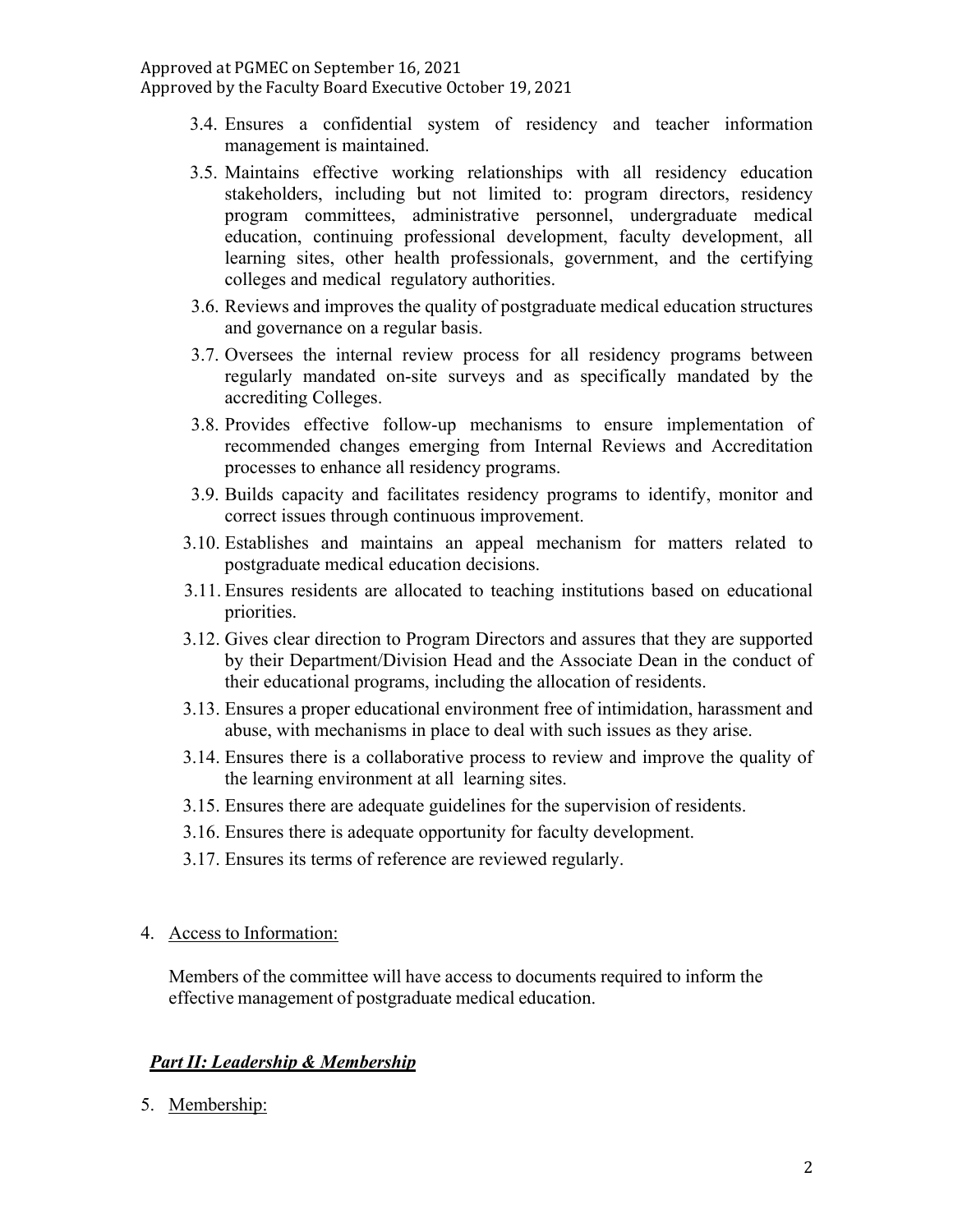3.4. Ensures a confidential system of residency and teacher information management is maintained.

3.5. Maintains effective working relationships with all residency education stakeholders, including but not limited to: program directors, residency program committees, administrative personnel, undergraduate medical education, continuing professional development, faculty development, all learning sites, other health professionals, government, and the certifying colleges and medical regulatory authorities.

3.6. Reviews and improves the quality of postgraduate medical education structures and governance on a regular basis.

3.7. Oversees the internal review process for all residency programs between regularly mandated on-site surveys and as specifically mandated by the accrediting Colleges.

3.8. Provides effective follow-up mechanisms to ensure implementation of recommended changes emerging from Internal Reviews and Accreditation processes to enhance all residency programs.

3.9. Builds capacity and facilitates residency programs to identify, monitor and correct issues through continuous improvement.

3.10. Establishes and maintains an appeal mechanism for matters related to postgraduate medical education decisions.

3.11. Ensures residents are allocated to teaching institutions based on educational priorities.

3.12. Gives clear direction to Program Directors and assures that they are supported by their Department/Division Head and the Associate Dean in the conduct of their educational programs, including the allocation of residents.

3.13. Ensures a proper educational environment free of intimidation, harassment and abuse, with mechanisms in place to deal with such issues as they arise.

3.14. Ensures there is a collaborative process to review and improve the quality of the learning environment at all learning sites.

3.15. Ensures there are adequate guidelines for the supervision of residents.

3.16. Ensures there is adequate opportunity for faculty development.

3.17. Ensures its terms of reference are reviewed regularly.

4. Access to Information:

Members of the committee will have access to documents required to inform the effective management of postgraduate medical education.

## ***Part II: Leadership & Membership***

5. Membership: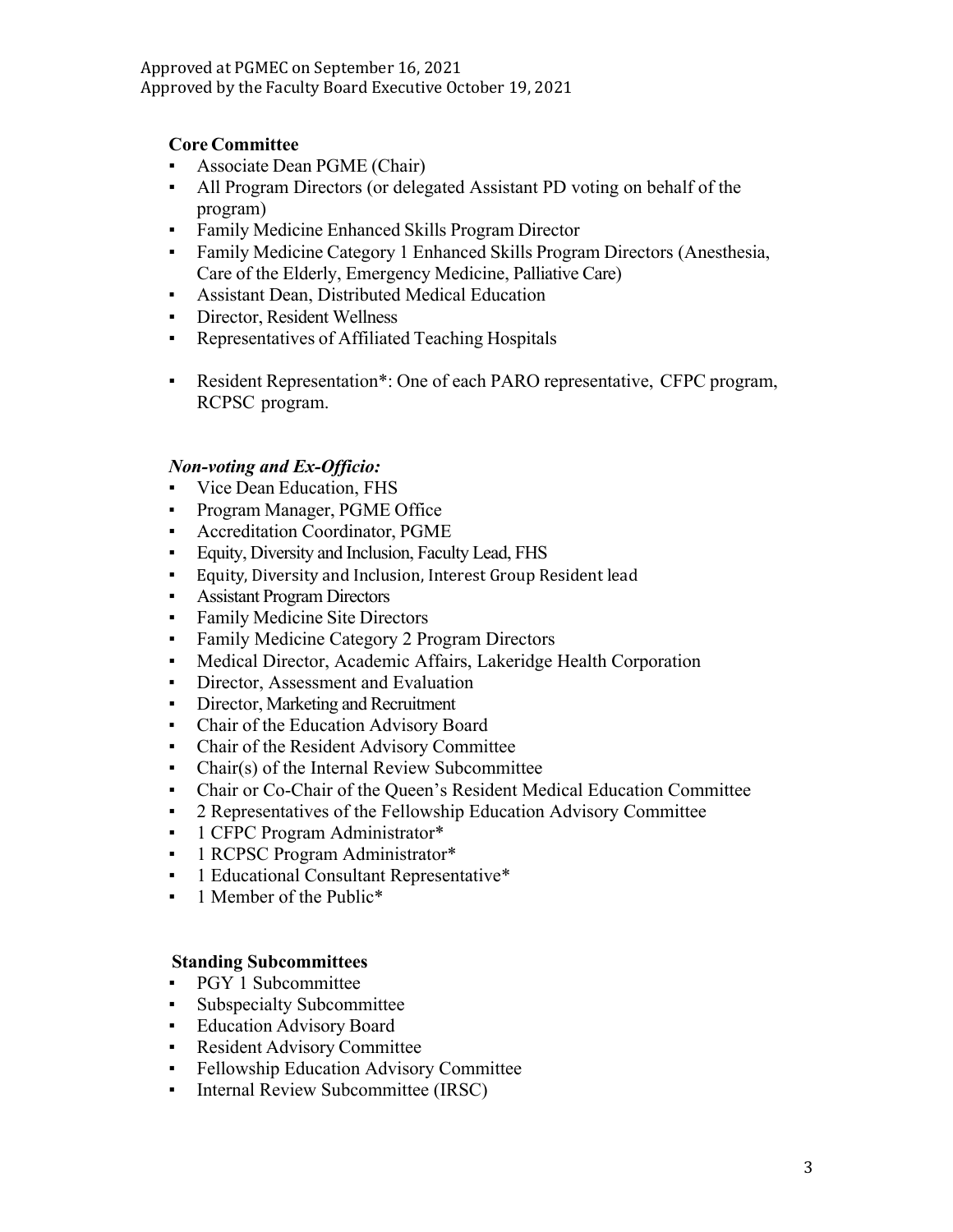Approved at PGMEC on September 16, 2021
Approved by the Faculty Board Executive October 19, 2021

**Core Committee**

- Associate Dean PGME (Chair)
- All Program Directors (or delegated Assistant PD voting on behalf of the program)
- Family Medicine Enhanced Skills Program Director
- Family Medicine Category 1 Enhanced Skills Program Directors (Anesthesia, Care of the Elderly, Emergency Medicine, Palliative Care)
- Assistant Dean, Distributed Medical Education
- Director, Resident Wellness
- Representatives of Affiliated Teaching Hospitals
- Resident Representation*: One of each PARO representative, CFPC program, RCPSC program.

***Non-voting and Ex-Officio:***

- Vice Dean Education, FHS
- Program Manager, PGME Office
- Accreditation Coordinator, PGME
- Equity, Diversity and Inclusion, Faculty Lead, FHS
- Equity, Diversity and Inclusion, Interest Group Resident lead
- Assistant Program Directors
- Family Medicine Site Directors
- Family Medicine Category 2 Program Directors
- Medical Director, Academic Affairs, Lakeridge Health Corporation
- Director, Assessment and Evaluation
- Director, Marketing and Recruitment
- Chair of the Education Advisory Board
- Chair of the Resident Advisory Committee
- Chair(s) of the Internal Review Subcommittee
- Chair or Co-Chair of the Queen's Resident Medical Education Committee
- 2 Representatives of the Fellowship Education Advisory Committee
- 1 CFPC Program Administrator*
- 1 RCPSC Program Administrator*
- 1 Educational Consultant Representative*
- 1 Member of the Public*

**Standing Subcommittees**

- PGY 1 Subcommittee
- Subspecialty Subcommittee
- Education Advisory Board
- Resident Advisory Committee
- Fellowship Education Advisory Committee
- Internal Review Subcommittee (IRSC)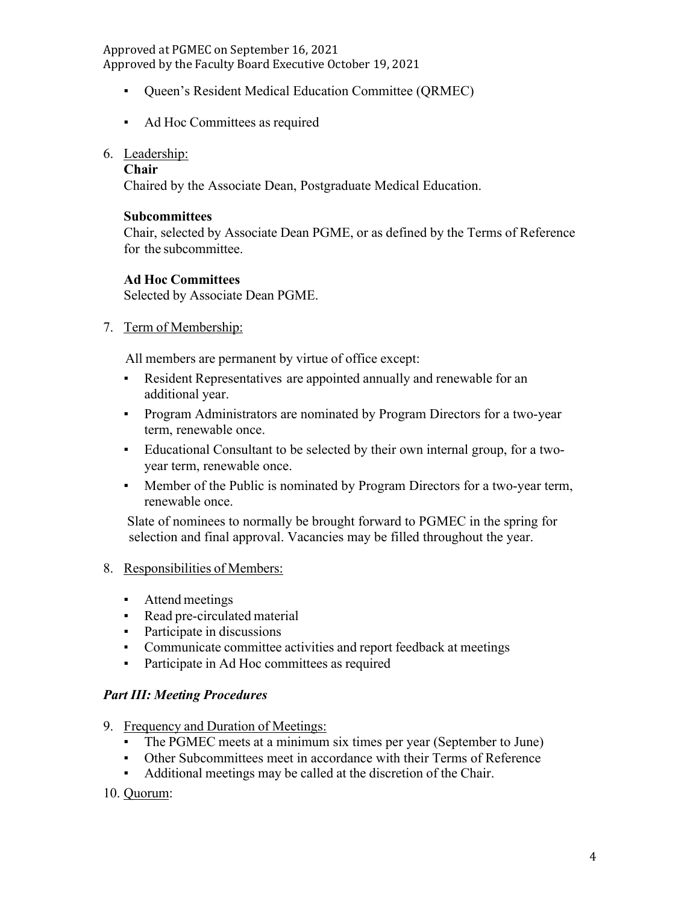- Queen's Resident Medical Education Committee (QRMEC)
- Ad Hoc Committees as required

6. Leadership:

**Chair**

Chaired by the Associate Dean, Postgraduate Medical Education.

**Subcommittees**

Chair, selected by Associate Dean PGME, or as defined by the Terms of Reference for the subcommittee.

**Ad Hoc Committees**

Selected by Associate Dean PGME.

7. Term of Membership:

All members are permanent by virtue of office except:

- Resident Representatives are appointed annually and renewable for an additional year.
- Program Administrators are nominated by Program Directors for a two-year term, renewable once.
- Educational Consultant to be selected by their own internal group, for a two-year term, renewable once.
- Member of the Public is nominated by Program Directors for a two-year term, renewable once.

Slate of nominees to normally be brought forward to PGMEC in the spring for selection and final approval. Vacancies may be filled throughout the year.

8. Responsibilities of Members:

- Attend meetings
- Read pre-circulated material
- Participate in discussions
- Communicate committee activities and report feedback at meetings
- Participate in Ad Hoc committees as required

### *Part III: Meeting Procedures*

9. Frequency and Duration of Meetings:
   - The PGMEC meets at a minimum six times per year (September to June)
   - Other Subcommittees meet in accordance with their Terms of Reference
   - Additional meetings may be called at the discretion of the Chair.

10. Quorum: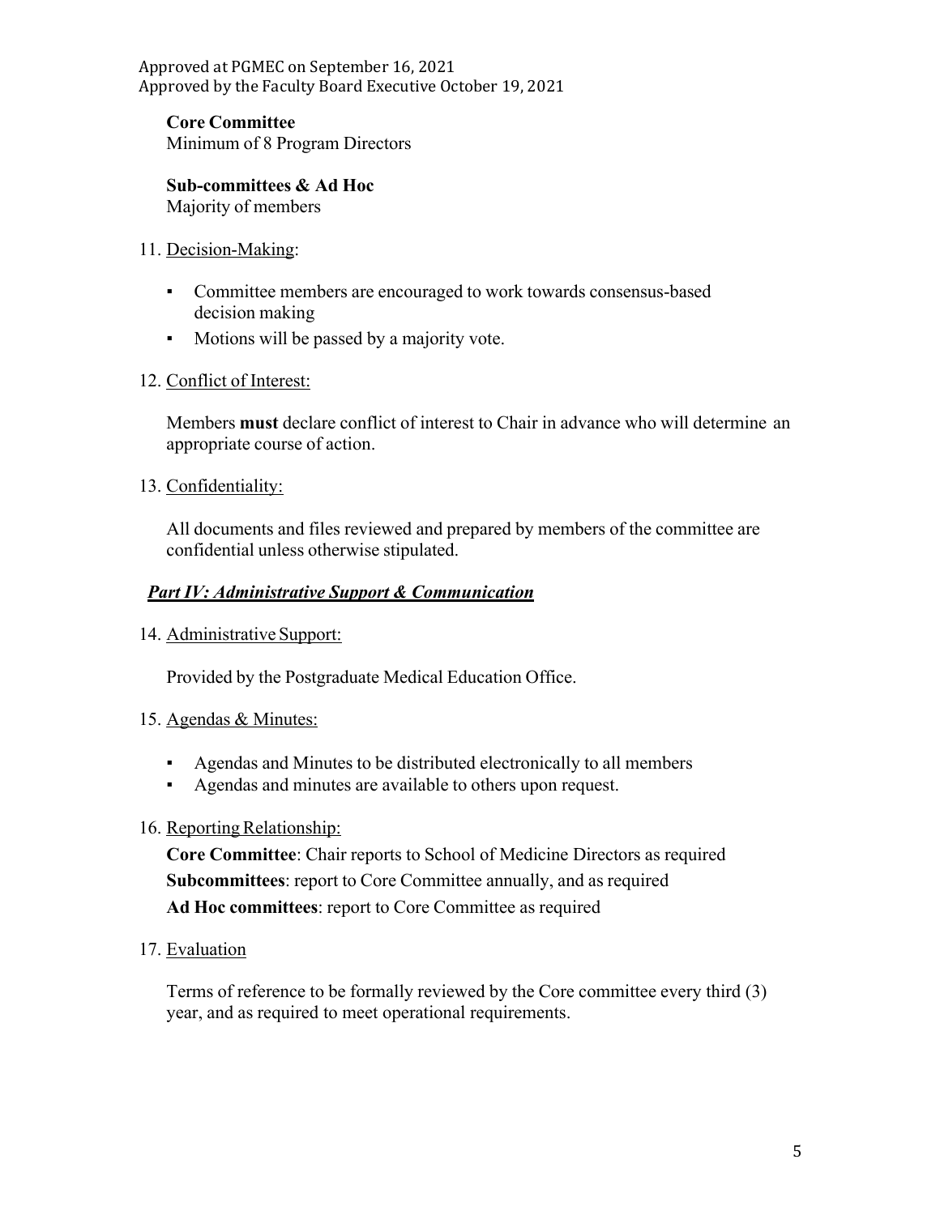**Core Committee**
Minimum of 8 Program Directors

**Sub-committees & Ad Hoc**
Majority of members

11. Decision-Making:

- Committee members are encouraged to work towards consensus-based decision making
- Motions will be passed by a majority vote.

12. Conflict of Interest:

Members **must** declare conflict of interest to Chair in advance who will determine an appropriate course of action.

13. Confidentiality:

All documents and files reviewed and prepared by members of the committee are confidential unless otherwise stipulated.

## ***Part IV: Administrative Support & Communication***

14. Administrative Support:

Provided by the Postgraduate Medical Education Office.

15. Agendas & Minutes:

- Agendas and Minutes to be distributed electronically to all members
- Agendas and minutes are available to others upon request.

16. Reporting Relationship:

**Core Committee**: Chair reports to School of Medicine Directors as required

**Subcommittees**: report to Core Committee annually, and as required

**Ad Hoc committees**: report to Core Committee as required

17. Evaluation

Terms of reference to be formally reviewed by the Core committee every third (3) year, and as required to meet operational requirements.